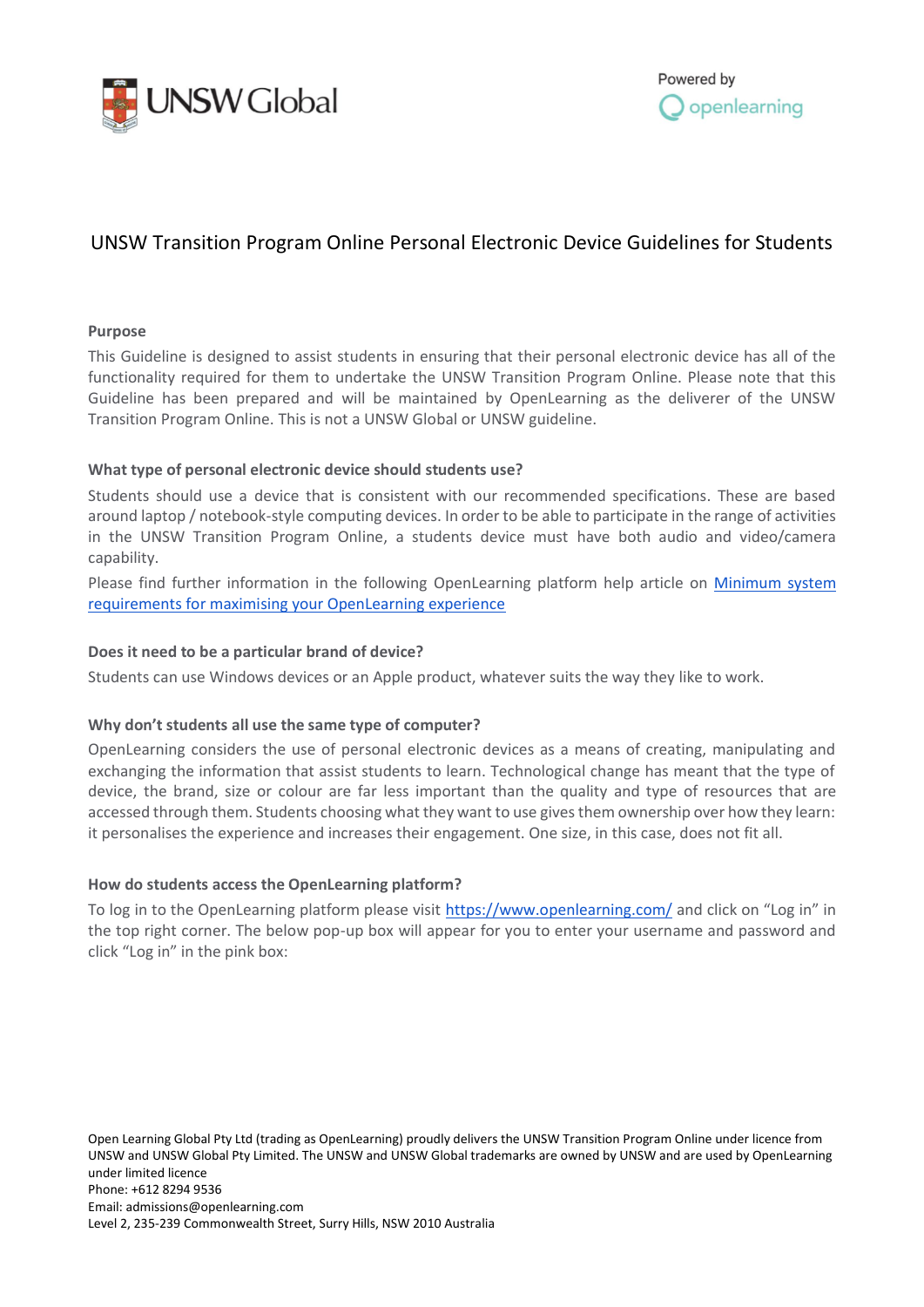# UNSW Transition Program Online Personal Electronic Device Guidelines for Students

**Purpose**

This Guideline is designed to assist students in ensuring that their personal electronic device has all of the functionality required for them to undertake the UNSW Transition Program Online. Please note that this Guideline has been prepared and will be maintained by OpenLearning as the deliverer of the UNSW Transition Program Online. This is not a UNSW Global or UNSW guideline.

**What type of personal electronic device should students use?**

Students should use a device that is consistent with our recommended specifications. These are based around laptop / notebook-style computing devices. In order to be able to participate in the range of activities in the UNSW Transition Program Online, a students device must have both audio and video/camera capability.

Please find further information in the following OpenLearning platform help article on [Minimum system requirements for maximising your OpenLearning experience]()

**Does it need to be a particular brand of device?**

Students can use Windows devices or an Apple product, whatever suits the way they like to work.

**Why don't students all use the same type of computer?**

OpenLearning considers the use of personal electronic devices as a means of creating, manipulating and exchanging the information that assist students to learn. Technological change has meant that the type of device, the brand, size or colour are far less important than the quality and type of resources that are accessed through them. Students choosing what they want to use gives them ownership over how they learn: it personalises the experience and increases their engagement. One size, in this case, does not fit all.

**How do students access the OpenLearning platform?**

To log in to the OpenLearning platform please visit [https://www.openlearning.com/](https://www.openlearning.com/) and click on "Log in" in the top right corner. The below pop-up box will appear for you to enter your username and password and click "Log in" in the pink box:

Open Learning Global Pty Ltd (trading as OpenLearning) proudly delivers the UNSW Transition Program Online under licence from UNSW and UNSW Global Pty Limited. The UNSW and UNSW Global trademarks are owned by UNSW and are used by OpenLearning under limited licence
Phone: +612 8294 9536
Email: admissions@openlearning.com
Level 2, 235-239 Commonwealth Street, Surry Hills, NSW 2010 Australia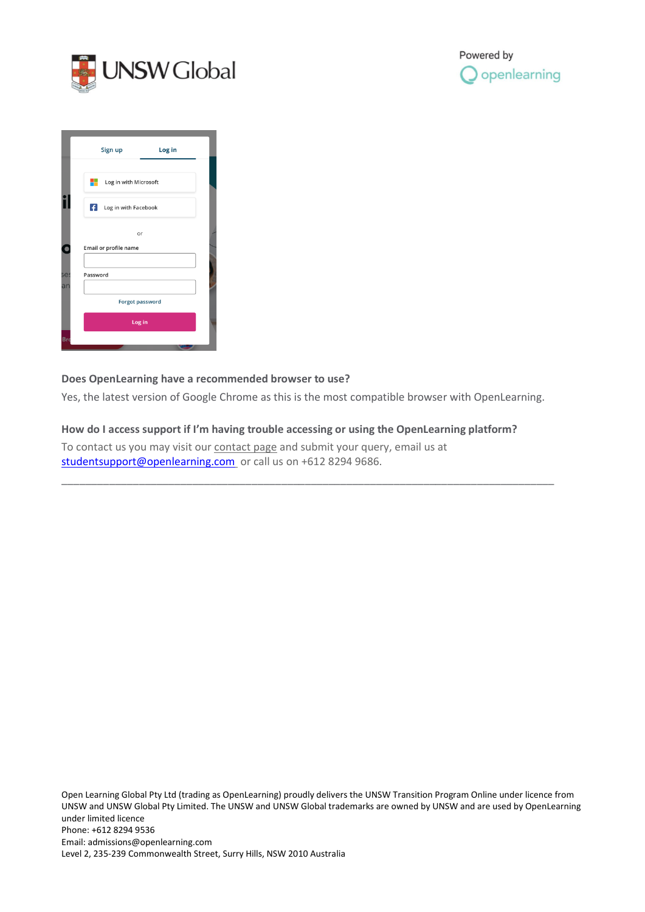**Does OpenLearning have a recommended browser to use?**

Yes, the latest version of Google Chrome as this is the most compatible browser with OpenLearning.

**How do I access support if I'm having trouble accessing or using the OpenLearning platform?**

To contact us you may visit our contact page and submit your query, email us at studentsupport@openlearning.com or call us on +612 8294 9686.

---

Open Learning Global Pty Ltd (trading as OpenLearning) proudly delivers the UNSW Transition Program Online under licence from UNSW and UNSW Global Pty Limited. The UNSW and UNSW Global trademarks are owned by UNSW and are used by OpenLearning under limited licence
Phone: +612 8294 9536
Email: admissions@openlearning.com
Level 2, 235-239 Commonwealth Street, Surry Hills, NSW 2010 Australia